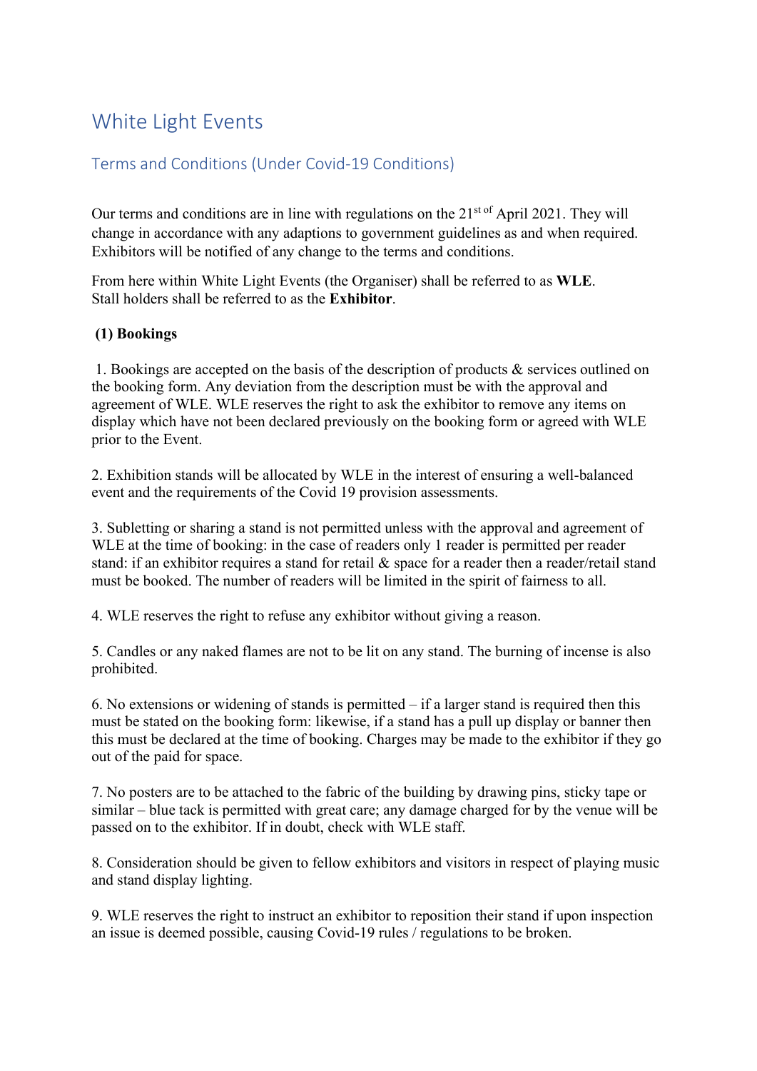# White Light Events

## Terms and Conditions (Under Covid-19 Conditions)

Our terms and conditions are in line with regulations on the 21st of April 2021. They will change in accordance with any adaptions to government guidelines as and when required. Exhibitors will be notified of any change to the terms and conditions.

From here within White Light Events (the Organiser) shall be referred to as **WLE**.
Stall holders shall be referred to as the **Exhibitor**.

### (1) Bookings

1. Bookings are accepted on the basis of the description of products & services outlined on the booking form. Any deviation from the description must be with the approval and agreement of WLE. WLE reserves the right to ask the exhibitor to remove any items on display which have not been declared previously on the booking form or agreed with WLE prior to the Event.

2. Exhibition stands will be allocated by WLE in the interest of ensuring a well-balanced event and the requirements of the Covid 19 provision assessments.

3. Subletting or sharing a stand is not permitted unless with the approval and agreement of WLE at the time of booking: in the case of readers only 1 reader is permitted per reader stand: if an exhibitor requires a stand for retail & space for a reader then a reader/retail stand must be booked. The number of readers will be limited in the spirit of fairness to all.

4. WLE reserves the right to refuse any exhibitor without giving a reason.

5. Candles or any naked flames are not to be lit on any stand. The burning of incense is also prohibited.

6. No extensions or widening of stands is permitted – if a larger stand is required then this must be stated on the booking form: likewise, if a stand has a pull up display or banner then this must be declared at the time of booking. Charges may be made to the exhibitor if they go out of the paid for space.

7. No posters are to be attached to the fabric of the building by drawing pins, sticky tape or similar – blue tack is permitted with great care; any damage charged for by the venue will be passed on to the exhibitor. If in doubt, check with WLE staff.

8. Consideration should be given to fellow exhibitors and visitors in respect of playing music and stand display lighting.

9. WLE reserves the right to instruct an exhibitor to reposition their stand if upon inspection an issue is deemed possible, causing Covid-19 rules / regulations to be broken.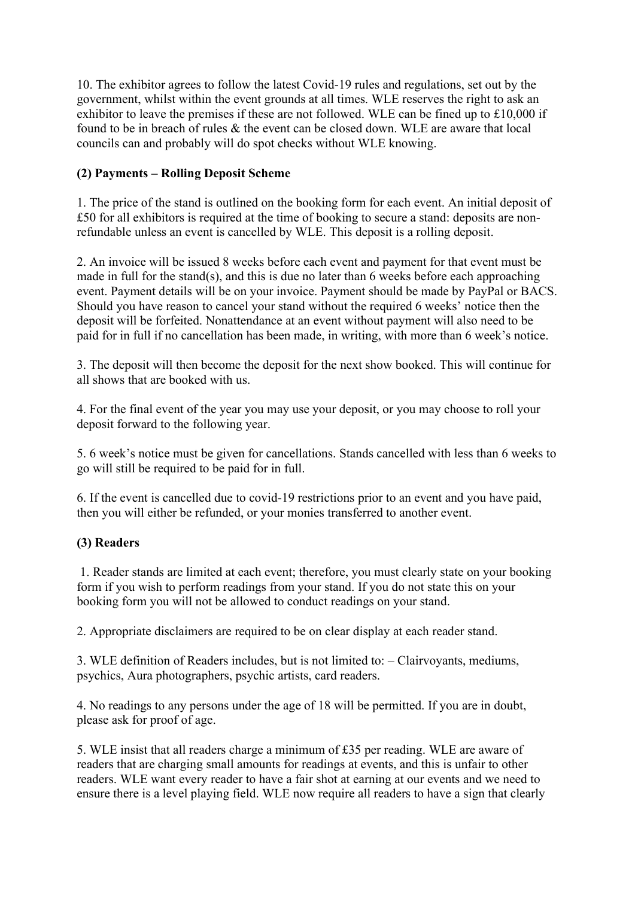10. The exhibitor agrees to follow the latest Covid-19 rules and regulations, set out by the government, whilst within the event grounds at all times. WLE reserves the right to ask an exhibitor to leave the premises if these are not followed. WLE can be fined up to £10,000 if found to be in breach of rules & the event can be closed down. WLE are aware that local councils can and probably will do spot checks without WLE knowing.

**(2) Payments – Rolling Deposit Scheme**

1. The price of the stand is outlined on the booking form for each event. An initial deposit of £50 for all exhibitors is required at the time of booking to secure a stand: deposits are non-refundable unless an event is cancelled by WLE. This deposit is a rolling deposit.

2. An invoice will be issued 8 weeks before each event and payment for that event must be made in full for the stand(s), and this is due no later than 6 weeks before each approaching event. Payment details will be on your invoice. Payment should be made by PayPal or BACS. Should you have reason to cancel your stand without the required 6 weeks' notice then the deposit will be forfeited. Nonattendance at an event without payment will also need to be paid for in full if no cancellation has been made, in writing, with more than 6 week's notice.

3. The deposit will then become the deposit for the next show booked. This will continue for all shows that are booked with us.

4. For the final event of the year you may use your deposit, or you may choose to roll your deposit forward to the following year.

5. 6 week's notice must be given for cancellations. Stands cancelled with less than 6 weeks to go will still be required to be paid for in full.

6. If the event is cancelled due to covid-19 restrictions prior to an event and you have paid, then you will either be refunded, or your monies transferred to another event.

**(3) Readers**

1. Reader stands are limited at each event; therefore, you must clearly state on your booking form if you wish to perform readings from your stand. If you do not state this on your booking form you will not be allowed to conduct readings on your stand.

2. Appropriate disclaimers are required to be on clear display at each reader stand.

3. WLE definition of Readers includes, but is not limited to: – Clairvoyants, mediums, psychics, Aura photographers, psychic artists, card readers.

4. No readings to any persons under the age of 18 will be permitted. If you are in doubt, please ask for proof of age.

5. WLE insist that all readers charge a minimum of £35 per reading. WLE are aware of readers that are charging small amounts for readings at events, and this is unfair to other readers. WLE want every reader to have a fair shot at earning at our events and we need to ensure there is a level playing field. WLE now require all readers to have a sign that clearly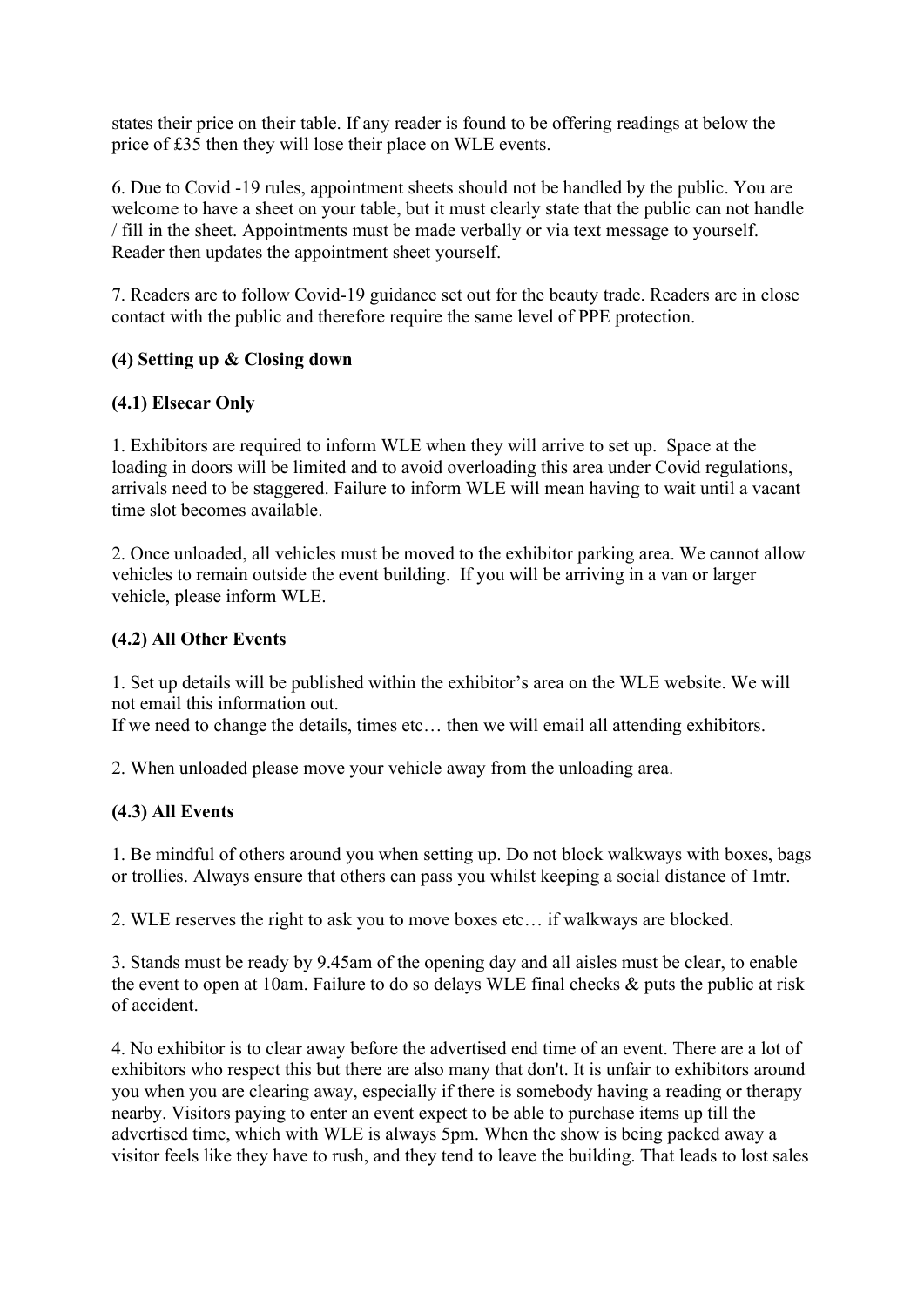states their price on their table. If any reader is found to be offering readings at below the price of £35 then they will lose their place on WLE events.

6. Due to Covid -19 rules, appointment sheets should not be handled by the public. You are welcome to have a sheet on your table, but it must clearly state that the public can not handle / fill in the sheet. Appointments must be made verbally or via text message to yourself. Reader then updates the appointment sheet yourself.

7. Readers are to follow Covid-19 guidance set out for the beauty trade. Readers are in close contact with the public and therefore require the same level of PPE protection.

**(4) Setting up & Closing down**

**(4.1) Elsecar Only**

1. Exhibitors are required to inform WLE when they will arrive to set up. Space at the loading in doors will be limited and to avoid overloading this area under Covid regulations, arrivals need to be staggered. Failure to inform WLE will mean having to wait until a vacant time slot becomes available.

2. Once unloaded, all vehicles must be moved to the exhibitor parking area. We cannot allow vehicles to remain outside the event building. If you will be arriving in a van or larger vehicle, please inform WLE.

**(4.2) All Other Events**

1. Set up details will be published within the exhibitor's area on the WLE website. We will not email this information out.
If we need to change the details, times etc… then we will email all attending exhibitors.

2. When unloaded please move your vehicle away from the unloading area.

**(4.3) All Events**

1. Be mindful of others around you when setting up. Do not block walkways with boxes, bags or trollies. Always ensure that others can pass you whilst keeping a social distance of 1mtr.

2. WLE reserves the right to ask you to move boxes etc… if walkways are blocked.

3. Stands must be ready by 9.45am of the opening day and all aisles must be clear, to enable the event to open at 10am. Failure to do so delays WLE final checks & puts the public at risk of accident.

4. No exhibitor is to clear away before the advertised end time of an event. There are a lot of exhibitors who respect this but there are also many that don't. It is unfair to exhibitors around you when you are clearing away, especially if there is somebody having a reading or therapy nearby. Visitors paying to enter an event expect to be able to purchase items up till the advertised time, which with WLE is always 5pm. When the show is being packed away a visitor feels like they have to rush, and they tend to leave the building. That leads to lost sales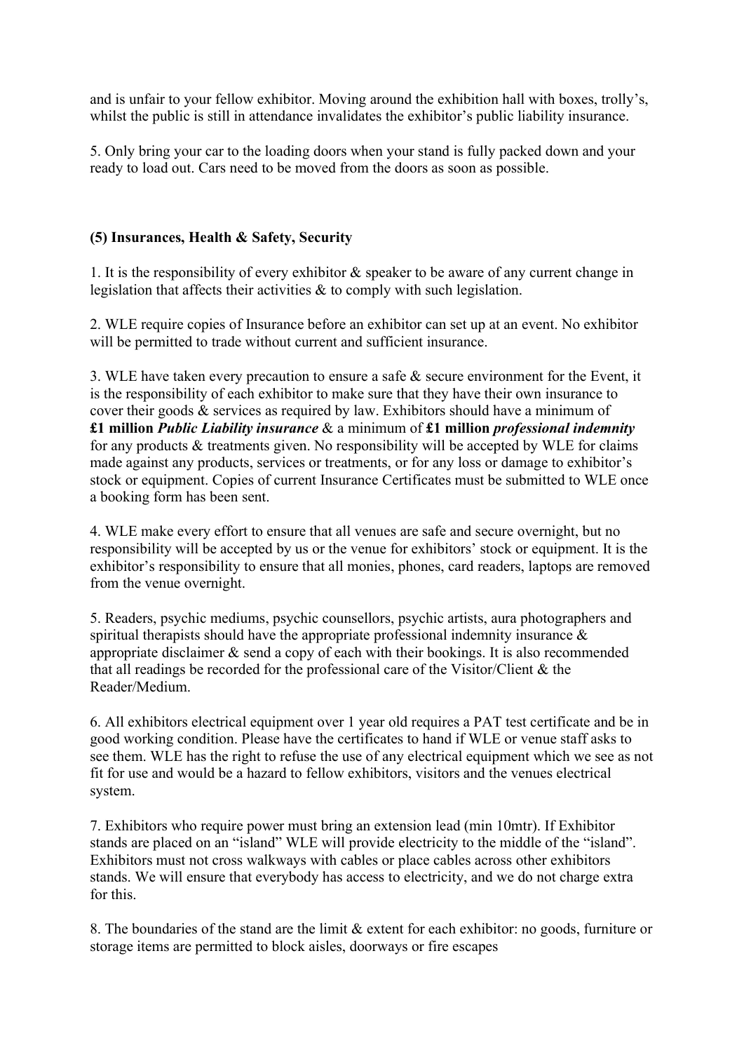and is unfair to your fellow exhibitor. Moving around the exhibition hall with boxes, trolly's, whilst the public is still in attendance invalidates the exhibitor's public liability insurance.

5. Only bring your car to the loading doors when your stand is fully packed down and your ready to load out. Cars need to be moved from the doors as soon as possible.

**(5) Insurances, Health & Safety, Security**

1. It is the responsibility of every exhibitor & speaker to be aware of any current change in legislation that affects their activities & to comply with such legislation.

2. WLE require copies of Insurance before an exhibitor can set up at an event. No exhibitor will be permitted to trade without current and sufficient insurance.

3. WLE have taken every precaution to ensure a safe & secure environment for the Event, it is the responsibility of each exhibitor to make sure that they have their own insurance to cover their goods & services as required by law. Exhibitors should have a minimum of **£1 million** ***Public Liability insurance*** & a minimum of **£1 million** ***professional indemnity*** for any products & treatments given. No responsibility will be accepted by WLE for claims made against any products, services or treatments, or for any loss or damage to exhibitor's stock or equipment. Copies of current Insurance Certificates must be submitted to WLE once a booking form has been sent.

4. WLE make every effort to ensure that all venues are safe and secure overnight, but no responsibility will be accepted by us or the venue for exhibitors' stock or equipment. It is the exhibitor's responsibility to ensure that all monies, phones, card readers, laptops are removed from the venue overnight.

5. Readers, psychic mediums, psychic counsellors, psychic artists, aura photographers and spiritual therapists should have the appropriate professional indemnity insurance & appropriate disclaimer & send a copy of each with their bookings. It is also recommended that all readings be recorded for the professional care of the Visitor/Client & the Reader/Medium.

6. All exhibitors electrical equipment over 1 year old requires a PAT test certificate and be in good working condition. Please have the certificates to hand if WLE or venue staff asks to see them. WLE has the right to refuse the use of any electrical equipment which we see as not fit for use and would be a hazard to fellow exhibitors, visitors and the venues electrical system.

7. Exhibitors who require power must bring an extension lead (min 10mtr). If Exhibitor stands are placed on an "island" WLE will provide electricity to the middle of the "island". Exhibitors must not cross walkways with cables or place cables across other exhibitors stands. We will ensure that everybody has access to electricity, and we do not charge extra for this.

8. The boundaries of the stand are the limit & extent for each exhibitor: no goods, furniture or storage items are permitted to block aisles, doorways or fire escapes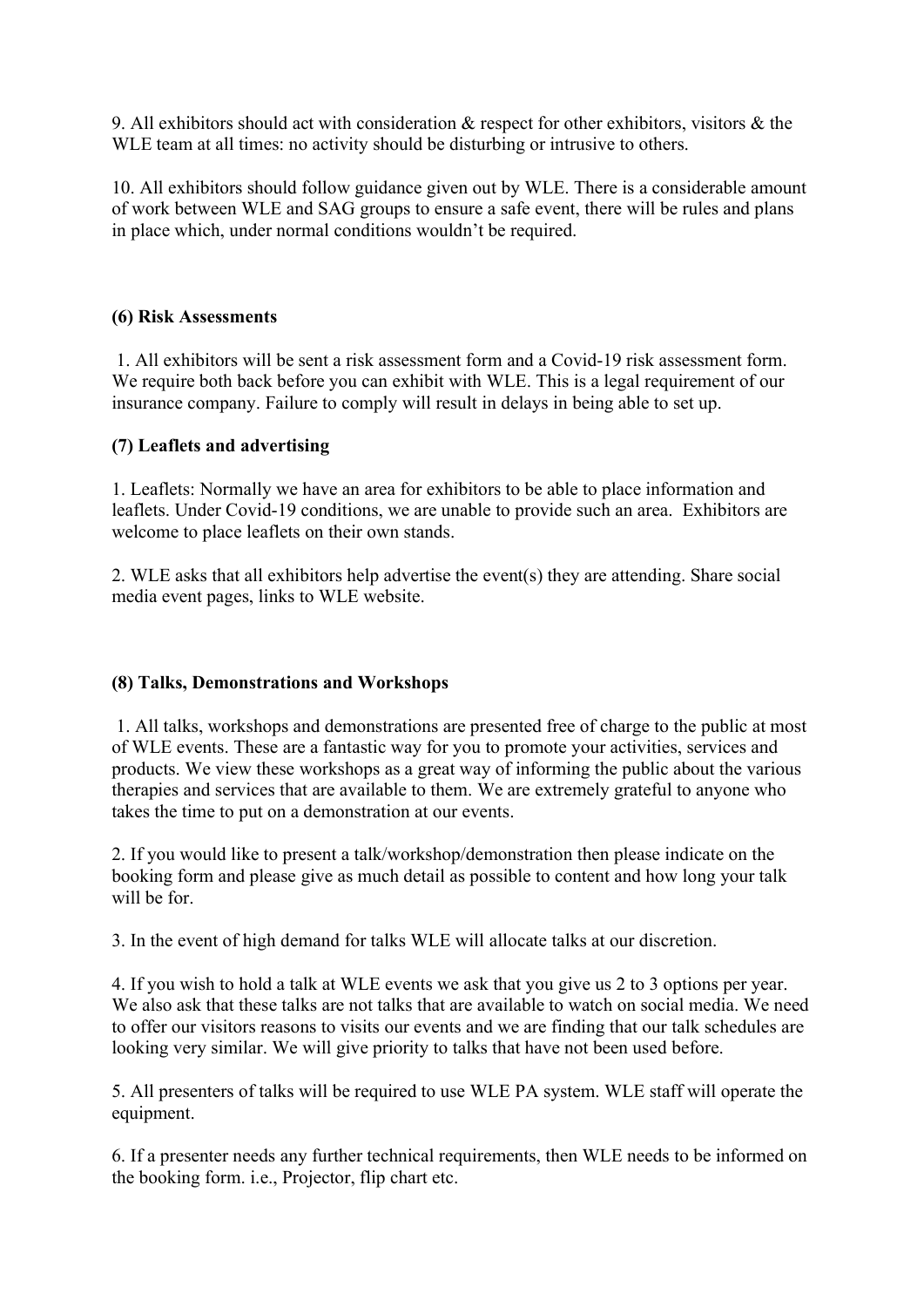9. All exhibitors should act with consideration & respect for other exhibitors, visitors & the WLE team at all times: no activity should be disturbing or intrusive to others.

10. All exhibitors should follow guidance given out by WLE. There is a considerable amount of work between WLE and SAG groups to ensure a safe event, there will be rules and plans in place which, under normal conditions wouldn't be required.

### (6) Risk Assessments

1. All exhibitors will be sent a risk assessment form and a Covid-19 risk assessment form. We require both back before you can exhibit with WLE. This is a legal requirement of our insurance company. Failure to comply will result in delays in being able to set up.

### (7) Leaflets and advertising

1. Leaflets: Normally we have an area for exhibitors to be able to place information and leaflets. Under Covid-19 conditions, we are unable to provide such an area. Exhibitors are welcome to place leaflets on their own stands.

2. WLE asks that all exhibitors help advertise the event(s) they are attending. Share social media event pages, links to WLE website.

### (8) Talks, Demonstrations and Workshops

1. All talks, workshops and demonstrations are presented free of charge to the public at most of WLE events. These are a fantastic way for you to promote your activities, services and products. We view these workshops as a great way of informing the public about the various therapies and services that are available to them. We are extremely grateful to anyone who takes the time to put on a demonstration at our events.

2. If you would like to present a talk/workshop/demonstration then please indicate on the booking form and please give as much detail as possible to content and how long your talk will be for.

3. In the event of high demand for talks WLE will allocate talks at our discretion.

4. If you wish to hold a talk at WLE events we ask that you give us 2 to 3 options per year. We also ask that these talks are not talks that are available to watch on social media. We need to offer our visitors reasons to visits our events and we are finding that our talk schedules are looking very similar. We will give priority to talks that have not been used before.

5. All presenters of talks will be required to use WLE PA system. WLE staff will operate the equipment.

6. If a presenter needs any further technical requirements, then WLE needs to be informed on the booking form. i.e., Projector, flip chart etc.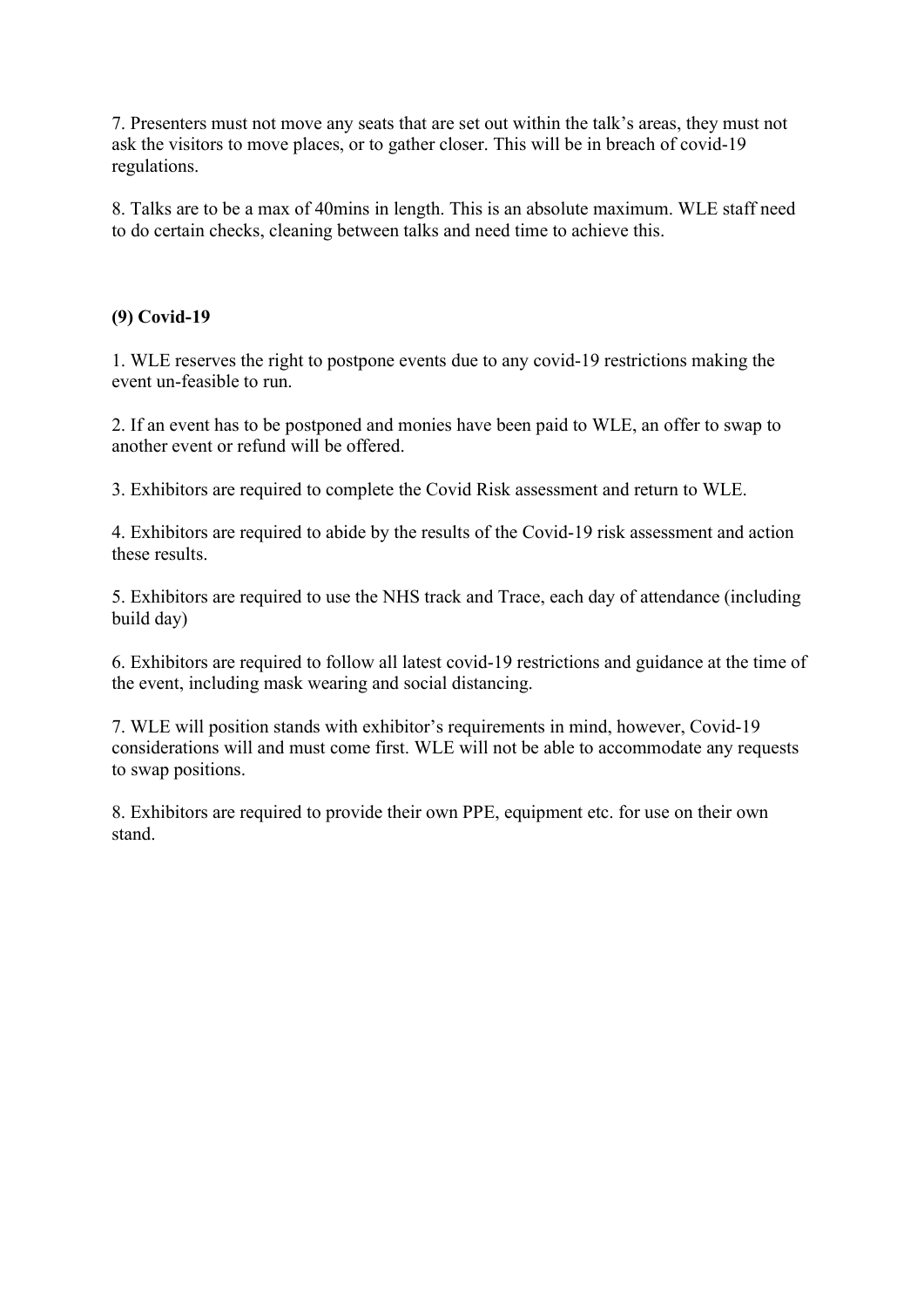7. Presenters must not move any seats that are set out within the talk's areas, they must not ask the visitors to move places, or to gather closer. This will be in breach of covid-19 regulations.

8. Talks are to be a max of 40mins in length. This is an absolute maximum. WLE staff need to do certain checks, cleaning between talks and need time to achieve this.

**(9) Covid-19**

1. WLE reserves the right to postpone events due to any covid-19 restrictions making the event un-feasible to run.

2. If an event has to be postponed and monies have been paid to WLE, an offer to swap to another event or refund will be offered.

3. Exhibitors are required to complete the Covid Risk assessment and return to WLE.

4. Exhibitors are required to abide by the results of the Covid-19 risk assessment and action these results.

5. Exhibitors are required to use the NHS track and Trace, each day of attendance (including build day)

6. Exhibitors are required to follow all latest covid-19 restrictions and guidance at the time of the event, including mask wearing and social distancing.

7. WLE will position stands with exhibitor's requirements in mind, however, Covid-19 considerations will and must come first. WLE will not be able to accommodate any requests to swap positions.

8. Exhibitors are required to provide their own PPE, equipment etc. for use on their own stand.